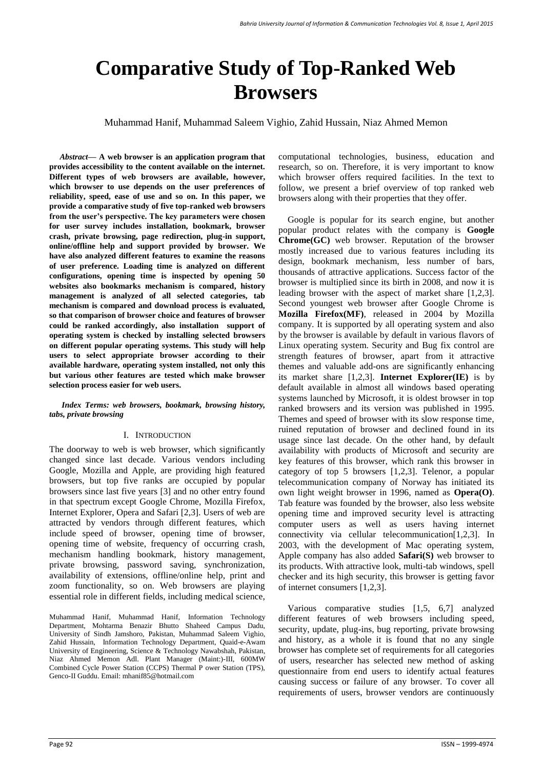# Comparative Study of Top-Ranked Web Browsers

Muhammad Hanif, Muhammad Saleem Vighio, Zahid Hussain, Niaz Ahmed Memon

***Abstract*— A web browser is an application program that provides accessibility to the content available on the internet. Different types of web browsers are available, however, which browser to use depends on the user preferences of reliability, speed, ease of use and so on. In this paper, we provide a comparative study of five top-ranked web browsers from the user's perspective. The key parameters were chosen for user survey includes installation, bookmark, browser crash, private browsing, page redirection, plug-in support, online/offline help and support provided by browser. We have also analyzed different features to examine the reasons of user preference. Loading time is analyzed on different configurations, opening time is inspected by opening 50 websites also bookmarks mechanism is compared, history management is analyzed of all selected categories, tab mechanism is compared and download process is evaluated, so that comparison of browser choice and features of browser could be ranked accordingly, also installation support of operating system is checked by installing selected browsers on different popular operating systems. This study will help users to select appropriate browser according to their available hardware, operating system installed, not only this but various other features are tested which make browser selection process easier for web users.**

***Index Terms: web browsers, bookmark, browsing history, tabs, private browsing***

## I. Introduction

The doorway to web is web browser, which significantly changed since last decade. Various vendors including Google, Mozilla and Apple, are providing high featured browsers, but top five ranks are occupied by popular browsers since last five years [3] and no other entry found in that spectrum except Google Chrome, Mozilla Firefox, Internet Explorer, Opera and Safari [2,3]. Users of web are attracted by vendors through different features, which include speed of browser, opening time of browser, opening time of website, frequency of occurring crash, mechanism handling bookmark, history management, private browsing, password saving, synchronization, availability of extensions, offline/online help, print and zoom functionality, so on. Web browsers are playing essential role in different fields, including medical science, computational technologies, business, education and research, so on. Therefore, it is very important to know which browser offers required facilities. In the text to follow, we present a brief overview of top ranked web browsers along with their properties that they offer.

Muhammad Hanif, Muhammad Hanif, Information Technology Department, Mohtarma Benazir Bhutto Shaheed Campus Dadu, University of Sindh Jamshoro, Pakistan, Muhammad Saleem Vighio, Zahid Hussain, Information Technology Department, Quaid-e-Awam University of Engineering, Science & Technology Nawabshah, Pakistan, Niaz Ahmed Memon Adl. Plant Manager (Maint:)-III, 600MW Combined Cycle Power Station (CCPS) Thermal P ower Station (TPS), Genco-II Guddu. Email: mhanif85@hotmail.com

Google is popular for its search engine, but another popular product relates with the company is **Google Chrome(GC)** web browser. Reputation of the browser mostly increased due to various features including its design, bookmark mechanism, less number of bars, thousands of attractive applications. Success factor of the browser is multiplied since its birth in 2008, and now it is leading browser with the aspect of market share [1,2,3]. Second youngest web browser after Google Chrome is **Mozilla Firefox(MF)**, released in 2004 by Mozilla company. It is supported by all operating system and also by the browser is available by default in various flavors of Linux operating system. Security and Bug fix control are strength features of browser, apart from it attractive themes and valuable add-ons are significantly enhancing its market share [1,2,3]. **Internet Explorer(IE)** is by default available in almost all windows based operating systems launched by Microsoft, it is oldest browser in top ranked browsers and its version was published in 1995. Themes and speed of browser with its slow response time, ruined reputation of browser and declined found in its usage since last decade. On the other hand, by default availability with products of Microsoft and security are key features of this browser, which rank this browser in category of top 5 browsers [1,2,3]. Telenor, a popular telecommunication company of Norway has initiated its own light weight browser in 1996, named as **Opera(O)**. Tab feature was founded by the browser, also less website opening time and improved security level is attracting computer users as well as users having internet connectivity via cellular telecommunication[1,2,3]. In 2003, with the development of Mac operating system, Apple company has also added **Safari(S)** web browser to its products. With attractive look, multi-tab windows, spell checker and its high security, this browser is getting favor of internet consumers [1,2,3].

Various comparative studies [1,5, 6,7] analyzed different features of web browsers including speed, security, update, plug-ins, bug reporting, private browsing and history, as a whole it is found that no any single browser has complete set of requirements for all categories of users, researcher has selected new method of asking questionnaire from end users to identify actual features causing success or failure of any browser. To cover all requirements of users, browser vendors are continuously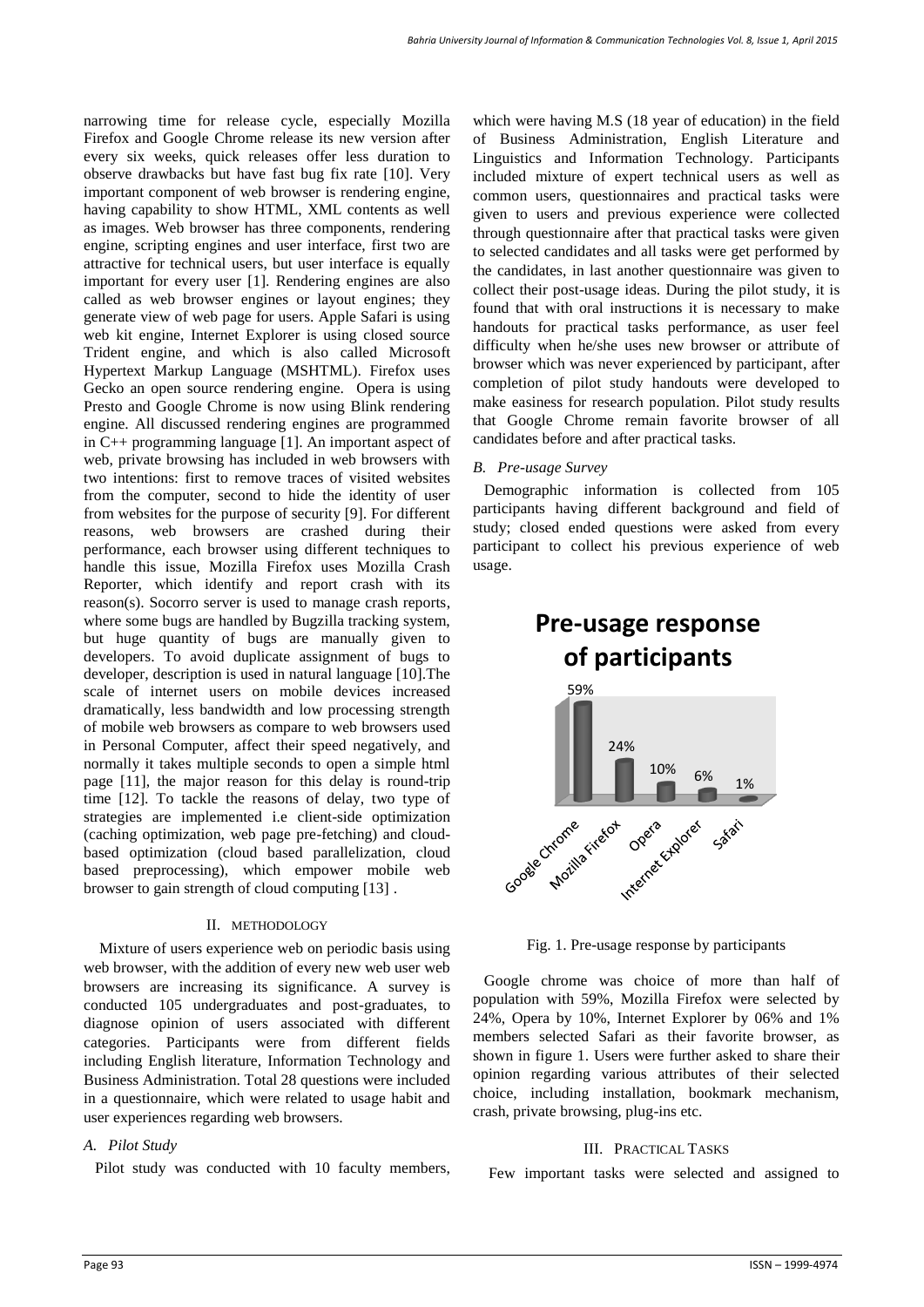narrowing time for release cycle, especially Mozilla Firefox and Google Chrome release its new version after every six weeks, quick releases offer less duration to observe drawbacks but have fast bug fix rate [10]. Very important component of web browser is rendering engine, having capability to show HTML, XML contents as well as images. Web browser has three components, rendering engine, scripting engines and user interface, first two are attractive for technical users, but user interface is equally important for every user [1]. Rendering engines are also called as web browser engines or layout engines; they generate view of web page for users. Apple Safari is using web kit engine, Internet Explorer is using closed source Trident engine, and which is also called Microsoft Hypertext Markup Language (MSHTML). Firefox uses Gecko an open source rendering engine. Opera is using Presto and Google Chrome is now using Blink rendering engine. All discussed rendering engines are programmed in C++ programming language [1]. An important aspect of web, private browsing has included in web browsers with two intentions: first to remove traces of visited websites from the computer, second to hide the identity of user from websites for the purpose of security [9]. For different reasons, web browsers are crashed during their performance, each browser using different techniques to handle this issue, Mozilla Firefox uses Mozilla Crash Reporter, which identify and report crash with its reason(s). Socorro server is used to manage crash reports, where some bugs are handled by Bugzilla tracking system, but huge quantity of bugs are manually given to developers. To avoid duplicate assignment of bugs to developer, description is used in natural language [10].The scale of internet users on mobile devices increased dramatically, less bandwidth and low processing strength of mobile web browsers as compare to web browsers used in Personal Computer, affect their speed negatively, and normally it takes multiple seconds to open a simple html page [11], the major reason for this delay is round-trip time [12]. To tackle the reasons of delay, two type of strategies are implemented i.e client-side optimization (caching optimization, web page pre-fetching) and cloud-based optimization (cloud based parallelization, cloud based preprocessing), which empower mobile web browser to gain strength of cloud computing [13] .

## II. METHODOLOGY

Mixture of users experience web on periodic basis using web browser, with the addition of every new web user web browsers are increasing its significance. A survey is conducted 105 undergraduates and post-graduates, to diagnose opinion of users associated with different categories. Participants were from different fields including English literature, Information Technology and Business Administration. Total 28 questions were included in a questionnaire, which were related to usage habit and user experiences regarding web browsers.

### *A. Pilot Study*

Pilot study was conducted with 10 faculty members, which were having M.S (18 year of education) in the field of Business Administration, English Literature and Linguistics and Information Technology. Participants included mixture of expert technical users as well as common users, questionnaires and practical tasks were given to users and previous experience were collected through questionnaire after that practical tasks were given to selected candidates and all tasks were get performed by the candidates, in last another questionnaire was given to collect their post-usage ideas. During the pilot study, it is found that with oral instructions it is necessary to make handouts for practical tasks performance, as user feel difficulty when he/she uses new browser or attribute of browser which was never experienced by participant, after completion of pilot study handouts were developed to make easiness for research population. Pilot study results that Google Chrome remain favorite browser of all candidates before and after practical tasks.

### *B. Pre-usage Survey*

Demographic information is collected from 105 participants having different background and field of study; closed ended questions were asked from every participant to collect his previous experience of web usage.

**Pre-usage response of participants**

| Browser | Response |
|---|---|
| Google Chrome | 59% |
| Mozilla Firefox | 24% |
| Opera | 10% |
| Internet Explorer | 6% |
| Safari | 1% |

Fig. 1. Pre-usage response by participants

Google chrome was choice of more than half of population with 59%, Mozilla Firefox were selected by 24%, Opera by 10%, Internet Explorer by 06% and 1% members selected Safari as their favorite browser, as shown in figure 1. Users were further asked to share their opinion regarding various attributes of their selected choice, including installation, bookmark mechanism, crash, private browsing, plug-ins etc.

## III. PRACTICAL TASKS

Few important tasks were selected and assigned to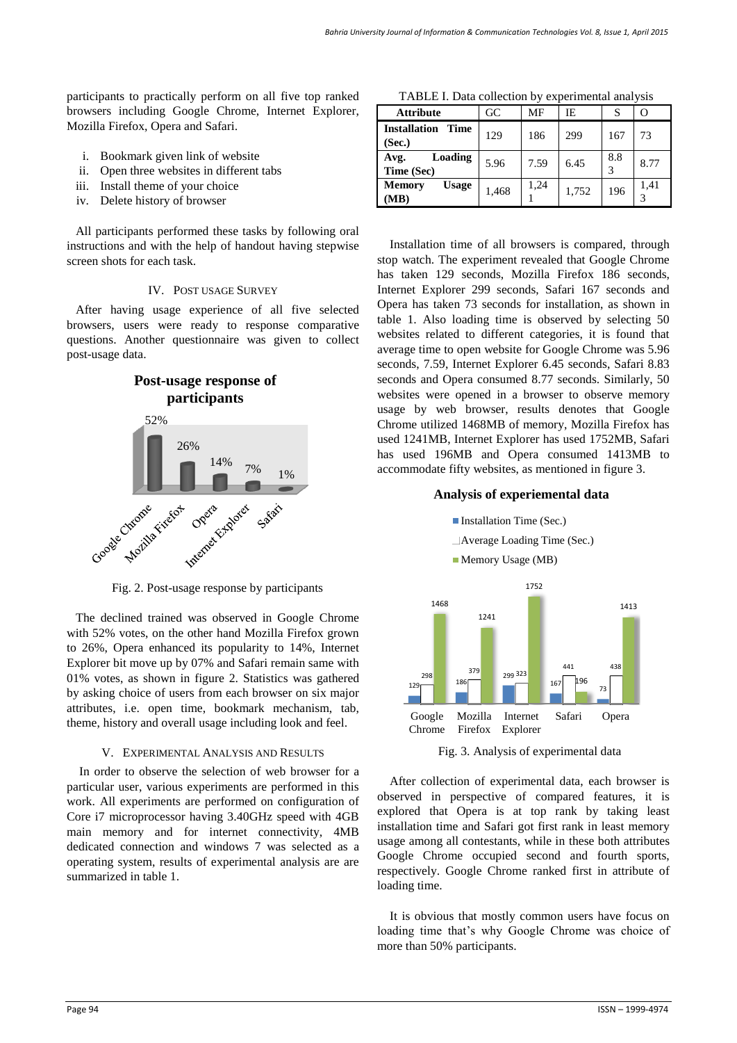participants to practically perform on all five top ranked browsers including Google Chrome, Internet Explorer, Mozilla Firefox, Opera and Safari.

i. Bookmark given link of website
ii. Open three websites in different tabs
iii. Install theme of your choice
iv. Delete history of browser

All participants performed these tasks by following oral instructions and with the help of handout having stepwise screen shots for each task.

## IV. POST USAGE SURVEY

After having usage experience of all five selected browsers, users were ready to response comparative questions. Another questionnaire was given to collect post-usage data.

**Post-usage response of participants**

52% 26% 14% 7% 1%

Google Chrome, Mozilla Firefox, Opera, Internet Explorer, Safari

Fig. 2. Post-usage response by participants

The declined trained was observed in Google Chrome with 52% votes, on the other hand Mozilla Firefox grown to 26%, Opera enhanced its popularity to 14%, Internet Explorer bit move up by 07% and Safari remain same with 01% votes, as shown in figure 2. Statistics was gathered by asking choice of users from each browser on six major attributes, i.e. open time, bookmark mechanism, tab, theme, history and overall usage including look and feel.

## V. EXPERIMENTAL ANALYSIS AND RESULTS

In order to observe the selection of web browser for a particular user, various experiments are performed in this work. All experiments are performed on configuration of Core i7 microprocessor having 3.40GHz speed with 4GB main memory and for internet connectivity, 4MB dedicated connection and windows 7 was selected as a operating system, results of experimental analysis are are summarized in table 1.

TABLE I. Data collection by experimental analysis

| Attribute | GC | MF | IE | S | O |
|---|---|---|---|---|---|
| **Installation Time (Sec.)** | 129 | 186 | 299 | 167 | 73 |
| **Avg. Loading Time (Sec)** | 5.96 | 7.59 | 6.45 | 8.83 | 8.77 |
| **Memory Usage (MB)** | 1,468 | 1,241 | 1,752 | 196 | 1,413 |

Installation time of all browsers is compared, through stop watch. The experiment revealed that Google Chrome has taken 129 seconds, Mozilla Firefox 186 seconds, Internet Explorer 299 seconds, Safari 167 seconds and Opera has taken 73 seconds for installation, as shown in table 1. Also loading time is observed by selecting 50 websites related to different categories, it is found that average time to open website for Google Chrome was 5.96 seconds, 7.59, Internet Explorer 6.45 seconds, Safari 8.83 seconds and Opera consumed 8.77 seconds. Similarly, 50 websites were opened in a browser to observe memory usage by web browser, results denotes that Google Chrome utilized 1468MB of memory, Mozilla Firefox has used 1241MB, Internet Explorer has used 1752MB, Safari has used 196MB and Opera consumed 1413MB to accommodate fifty websites, as mentioned in figure 3.

**Analysis of experiemental data**

- Installation Time (Sec.)
- Average Loading Time (Sec.)
- Memory Usage (MB)

| | Google Chrome | Mozilla Firefox | Internet Explorer | Safari | Opera |
|---|---|---|---|---|---|
| Installation Time (Sec.) | 129 | 186 | 299 | 167 | 73 |
| Average Loading Time (Sec.) | 298 | 379 | 323 | 441 | 438 |
| Memory Usage (MB) | 1468 | 1241 | 1752 | 196 | 1413 |

Fig. 3. Analysis of experimental data

After collection of experimental data, each browser is observed in perspective of compared features, it is explored that Opera is at top rank by taking least installation time and Safari got first rank in least memory usage among all contestants, while in these both attributes Google Chrome occupied second and fourth sports, respectively. Google Chrome ranked first in attribute of loading time.

It is obvious that mostly common users have focus on loading time that's why Google Chrome was choice of more than 50% participants.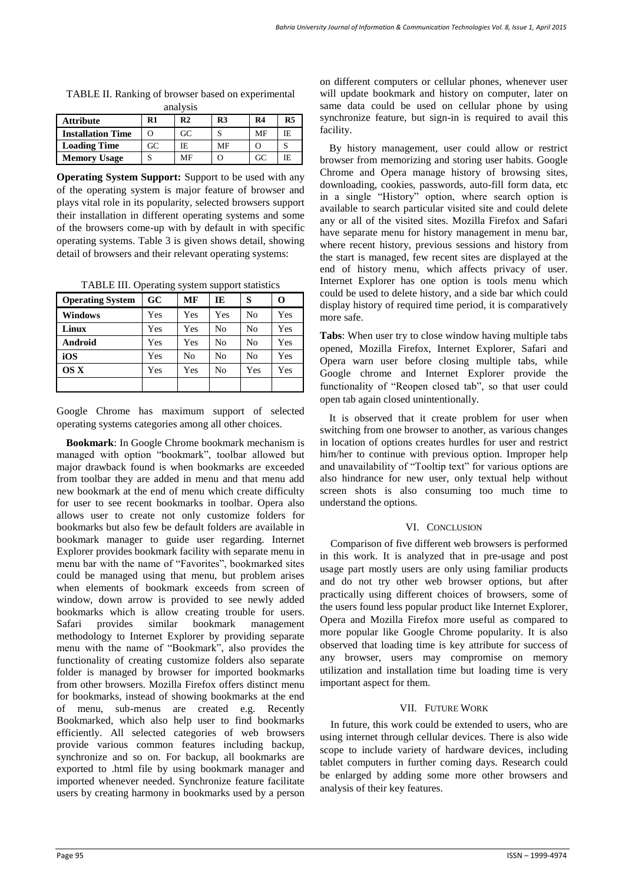TABLE II. Ranking of browser based on experimental analysis

| Attribute | R1 | R2 | R3 | R4 | R5 |
|---|---|---|---|---|---|
| **Installation Time** | O | GC | S | MF | IE |
| **Loading Time** | GC | IE | MF | O | S |
| **Memory Usage** | S | MF | O | GC | IE |

**Operating System Support:** Support to be used with any of the operating system is major feature of browser and plays vital role in its popularity, selected browsers support their installation in different operating systems and some of the browsers come-up with by default in with specific operating systems. Table 3 is given shows detail, showing detail of browsers and their relevant operating systems:

TABLE III. Operating system support statistics

| Operating System | GC | MF | IE | S | O |
|---|---|---|---|---|---|
| **Windows** | Yes | Yes | Yes | No | Yes |
| **Linux** | Yes | Yes | No | No | Yes |
| **Android** | Yes | Yes | No | No | Yes |
| **iOS** | Yes | No | No | No | Yes |
| **OS X** | Yes | Yes | No | Yes | Yes |
| | | | | | |

Google Chrome has maximum support of selected operating systems categories among all other choices.

**Bookmark**: In Google Chrome bookmark mechanism is managed with option "bookmark", toolbar allowed but major drawback found is when bookmarks are exceeded from toolbar they are added in menu and that menu add new bookmark at the end of menu which create difficulty for user to see recent bookmarks in toolbar. Opera also allows user to create not only customize folders for bookmarks but also few be default folders are available in bookmark manager to guide user regarding. Internet Explorer provides bookmark facility with separate menu in menu bar with the name of "Favorites", bookmarked sites could be managed using that menu, but problem arises when elements of bookmark exceeds from screen of window, down arrow is provided to see newly added bookmarks which is allow creating trouble for users. Safari provides similar bookmark management methodology to Internet Explorer by providing separate menu with the name of "Bookmark", also provides the functionality of creating customize folders also separate folder is managed by browser for imported bookmarks from other browsers. Mozilla Firefox offers distinct menu for bookmarks, instead of showing bookmarks at the end of menu, sub-menus are created e.g. Recently Bookmarked, which also help user to find bookmarks efficiently. All selected categories of web browsers provide various common features including backup, synchronize and so on. For backup, all bookmarks are exported to .html file by using bookmark manager and imported whenever needed. Synchronize feature facilitate users by creating harmony in bookmarks used by a person on different computers or cellular phones, whenever user will update bookmark and history on computer, later on same data could be used on cellular phone by using synchronize feature, but sign-in is required to avail this facility.

By history management, user could allow or restrict browser from memorizing and storing user habits. Google Chrome and Opera manage history of browsing sites, downloading, cookies, passwords, auto-fill form data, etc in a single "History" option, where search option is available to search particular visited site and could delete any or all of the visited sites. Mozilla Firefox and Safari have separate menu for history management in menu bar, where recent history, previous sessions and history from the start is managed, few recent sites are displayed at the end of history menu, which affects privacy of user. Internet Explorer has one option is tools menu which could be used to delete history, and a side bar which could display history of required time period, it is comparatively more safe.

**Tabs**: When user try to close window having multiple tabs opened, Mozilla Firefox, Internet Explorer, Safari and Opera warn user before closing multiple tabs, while Google chrome and Internet Explorer provide the functionality of "Reopen closed tab", so that user could open tab again closed unintentionally.

It is observed that it create problem for user when switching from one browser to another, as various changes in location of options creates hurdles for user and restrict him/her to continue with previous option. Improper help and unavailability of "Tooltip text" for various options are also hindrance for new user, only textual help without screen shots is also consuming too much time to understand the options.

## VI. Conclusion

Comparison of five different web browsers is performed in this work. It is analyzed that in pre-usage and post usage part mostly users are only using familiar products and do not try other web browser options, but after practically using different choices of browsers, some of the users found less popular product like Internet Explorer, Opera and Mozilla Firefox more useful as compared to more popular like Google Chrome popularity. It is also observed that loading time is key attribute for success of any browser, users may compromise on memory utilization and installation time but loading time is very important aspect for them.

## VII. Future Work

In future, this work could be extended to users, who are using internet through cellular devices. There is also wide scope to include variety of hardware devices, including tablet computers in further coming days. Research could be enlarged by adding some more other browsers and analysis of their key features.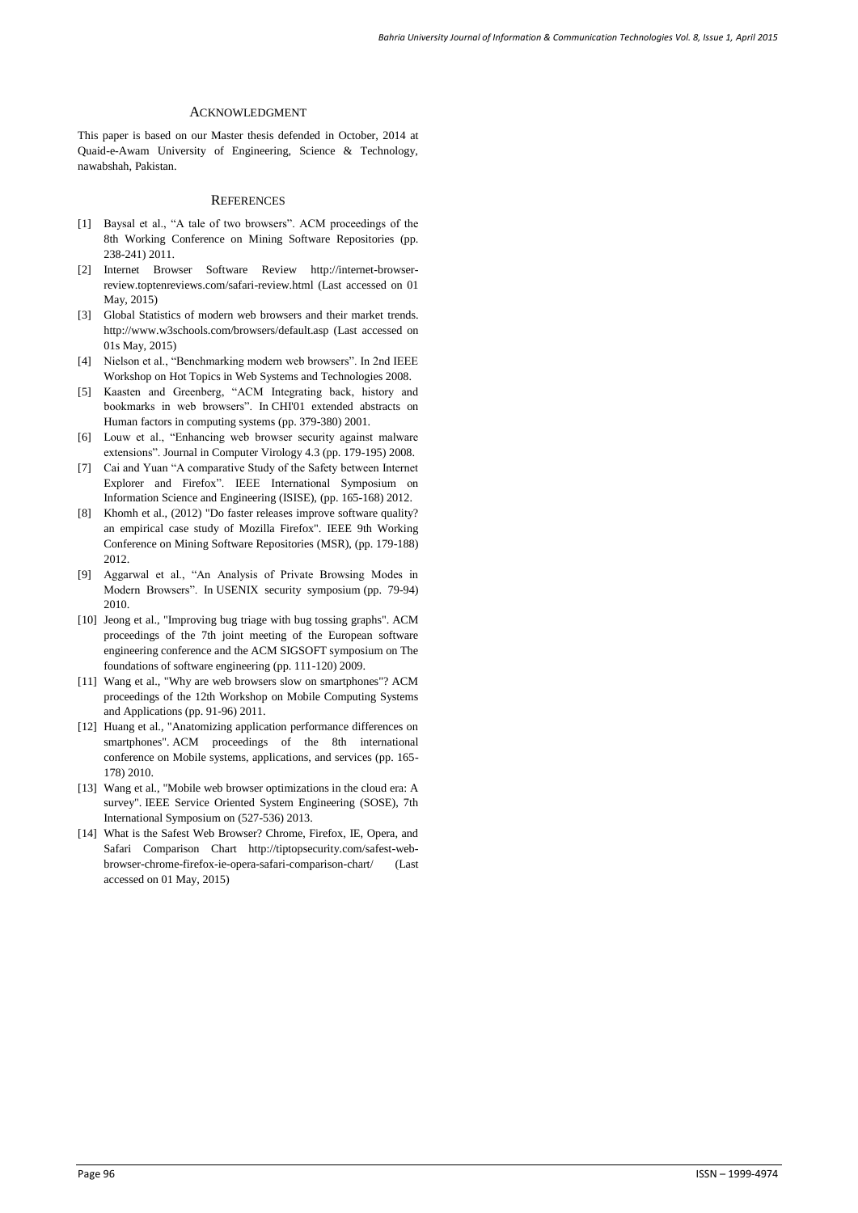## ACKNOWLEDGMENT

This paper is based on our Master thesis defended in October, 2014 at Quaid-e-Awam University of Engineering, Science & Technology, nawabshah, Pakistan.

## REFERENCES

[1] Baysal et al., "A tale of two browsers". ACM proceedings of the 8th Working Conference on Mining Software Repositories (pp. 238-241) 2011.

[2] Internet Browser Software Review http://internet-browser-review.toptenreviews.com/safari-review.html (Last accessed on 01 May, 2015)

[3] Global Statistics of modern web browsers and their market trends. http://www.w3schools.com/browsers/default.asp (Last accessed on 01s May, 2015)

[4] Nielson et al., "Benchmarking modern web browsers". In 2nd IEEE Workshop on Hot Topics in Web Systems and Technologies 2008.

[5] Kaasten and Greenberg, "ACM Integrating back, history and bookmarks in web browsers". In CHI'01 extended abstracts on Human factors in computing systems (pp. 379-380) 2001.

[6] Louw et al., "Enhancing web browser security against malware extensions". Journal in Computer Virology 4.3 (pp. 179-195) 2008.

[7] Cai and Yuan "A comparative Study of the Safety between Internet Explorer and Firefox". IEEE International Symposium on Information Science and Engineering (ISISE), (pp. 165-168) 2012.

[8] Khomh et al., (2012) "Do faster releases improve software quality? an empirical case study of Mozilla Firefox". IEEE 9th Working Conference on Mining Software Repositories (MSR), (pp. 179-188) 2012.

[9] Aggarwal et al., "An Analysis of Private Browsing Modes in Modern Browsers". In USENIX security symposium (pp. 79-94) 2010.

[10] Jeong et al., "Improving bug triage with bug tossing graphs". ACM proceedings of the 7th joint meeting of the European software engineering conference and the ACM SIGSOFT symposium on The foundations of software engineering (pp. 111-120) 2009.

[11] Wang et al., "Why are web browsers slow on smartphones"? ACM proceedings of the 12th Workshop on Mobile Computing Systems and Applications (pp. 91-96) 2011.

[12] Huang et al., "Anatomizing application performance differences on smartphones". ACM proceedings of the 8th international conference on Mobile systems, applications, and services (pp. 165-178) 2010.

[13] Wang et al., "Mobile web browser optimizations in the cloud era: A survey". IEEE Service Oriented System Engineering (SOSE), 7th International Symposium on (527-536) 2013.

[14] What is the Safest Web Browser? Chrome, Firefox, IE, Opera, and Safari Comparison Chart http://tiptopsecurity.com/safest-web-browser-chrome-firefox-ie-opera-safari-comparison-chart/ (Last accessed on 01 May, 2015)